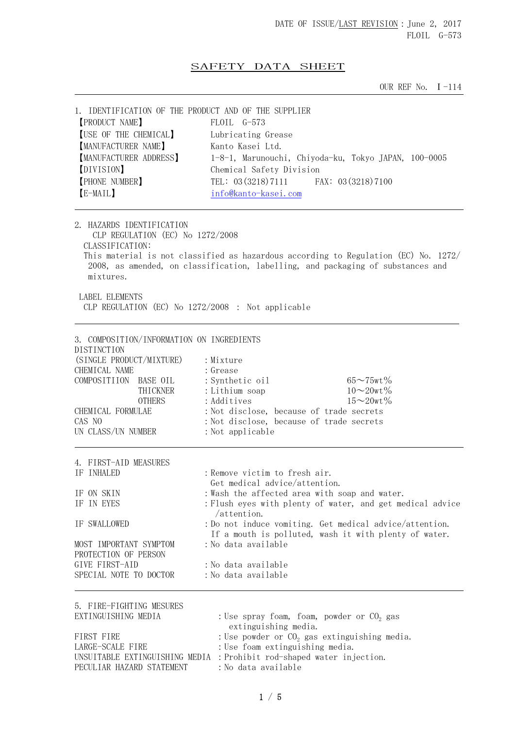DATE OF ISSUE/LAST REVISION：June 2, 2017
FLOIL G-573

# SAFETY DATA SHEET

OUR REF No. Ⅰ-114

## 1. IDENTIFICATION OF THE PRODUCT AND OF THE SUPPLIER

| | |
|---|---|
| 【PRODUCT NAME】 | FLOIL G-573 |
| 【USE OF THE CHEMICAL】 | Lubricating Grease |
| 【MANUFACTURER NAME】 | Kanto Kasei Ltd. |
| 【MANUFACTURER ADDRESS】 | 1-8-1, Marunouchi, Chiyoda-ku, Tokyo JAPAN, 100-0005 |
| 【DIVISION】 | Chemical Safety Division |
| 【PHONE NUMBER】 | TEL: 03(3218)7111 FAX: 03(3218)7100 |
| 【E-MAIL】 | info@kanto-kasei.com |

## 2. HAZARDS IDENTIFICATION

CLP REGULATION (EC) No 1272/2008

CLASSIFICATION:

This material is not classified as hazardous according to Regulation (EC) No. 1272/2008, as amended, on classification, labelling, and packaging of substances and mixtures.

LABEL ELEMENTS

CLP REGULATION (EC) No 1272/2008 : Not applicable

## 3. COMPOSITION/INFORMATION ON INGREDIENTS

| | | | |
|---|---|---|---|
| DISTINCTION (SINGLE PRODUCT/MIXTURE) | | :Mixture | |
| CHEMICAL NAME | | :Grease | |
| COMPOSITIION | BASE OIL | :Synthetic oil | 65～75wt% |
| | THICKNER | :Lithium soap | 10～20wt% |
| | OTHERS | :Additives | 15～20wt% |
| CHEMICAL FORMULAE | | :Not disclose, because of trade secrets | |
| CAS NO | | :Not disclose, because of trade secrets | |
| UN CLASS/UN NUMBER | | :Not applicable | |

## 4. FIRST-AID MEASURES

| | |
|---|---|
| IF INHALED | :Remove victim to fresh air. Get medical advice/attention. |
| IF ON SKIN | :Wash the affected area with soap and water. |
| IF IN EYES | :Flush eyes with plenty of water, and get medical advice /attention. |
| IF SWALLOWED | :Do not induce vomiting. Get medical advice/attention. If a mouth is polluted, wash it with plenty of water. |
| MOST IMPORTANT SYMPTOM | :No data available |
| PROTECTION OF PERSON GIVE FIRST-AID | :No data available |
| SPECIAL NOTE TO DOCTOR | :No data available |

## 5. FIRE-FIGHTING MESURES

| | |
|---|---|
| EXTINGUISHING MEDIA | :Use spray foam, foam, powder or $CO_2$ gas extinguishing media. |
| FIRST FIRE | :Use powder or $CO_2$ gas extinguishing media. |
| LARGE-SCALE FIRE | :Use foam extinguishing media. |
| UNSUITABLE EXTINGUISHING MEDIA | :Prohibit rod-shaped water injection. |
| PECULIAR HAZARD STATEMENT | :No data available |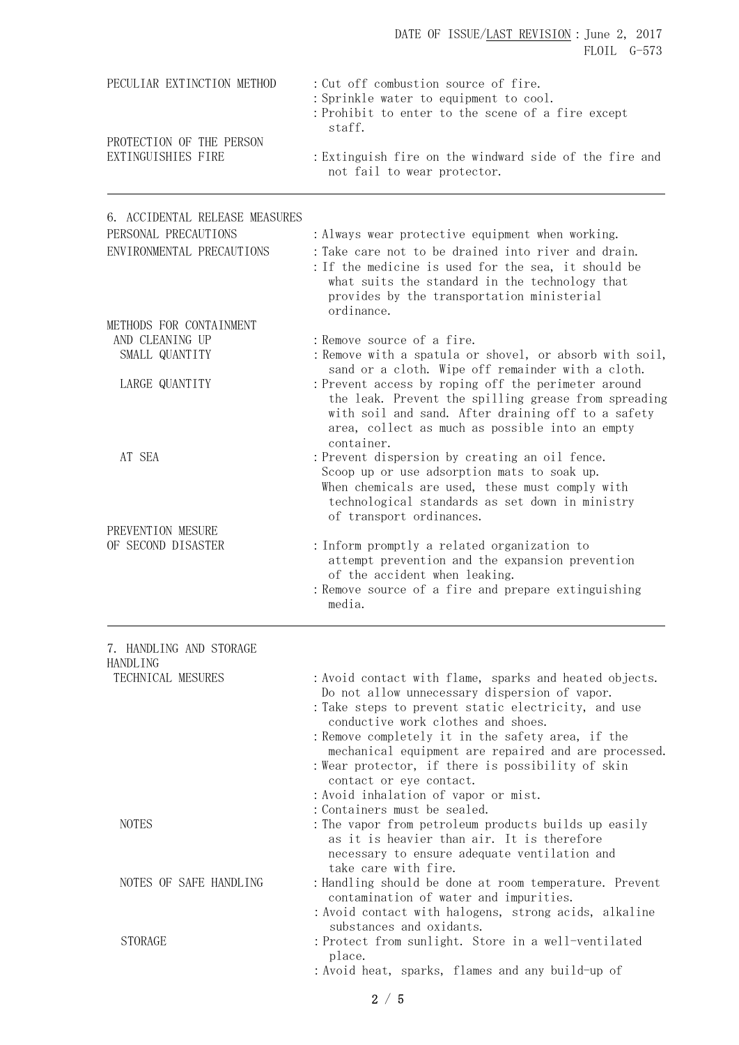| | |
|---|---|
| PECULIAR EXTINCTION METHOD | : Cut off combustion source of fire.<br>: Sprinkle water to equipment to cool.<br>: Prohibit to enter to the scene of a fire except staff. |
| PROTECTION OF THE PERSON EXTINGUISHIES FIRE | : Extinguish fire on the windward side of the fire and not fail to wear protector. |

## 6. ACCIDENTAL RELEASE MEASURES

| | |
|---|---|
| PERSONAL PRECAUTIONS | : Always wear protective equipment when working. |
| ENVIRONMENTAL PRECAUTIONS | : Take care not to be drained into river and drain.<br>: If the medicine is used for the sea, it should be what suits the standard in the technology that provides by the transportation ministerial ordinance. |
| METHODS FOR CONTAINMENT AND CLEANING UP | : Remove source of a fire. |
| SMALL QUANTITY | : Remove with a spatula or shovel, or absorb with soil, sand or a cloth. Wipe off remainder with a cloth. |
| LARGE QUANTITY | : Prevent access by roping off the perimeter around the leak. Prevent the spilling grease from spreading with soil and sand. After draining off to a safety area, collect as much as possible into an empty container. |
| AT SEA | : Prevent dispersion by creating an oil fence. Scoop up or use adsorption mats to soak up. When chemicals are used, these must comply with technological standards as set down in ministry of transport ordinances. |
| PREVENTION MESURE OF SECOND DISASTER | : Inform promptly a related organization to attempt prevention and the expansion prevention of the accident when leaking.<br>: Remove source of a fire and prepare extinguishing media. |

## 7. HANDLING AND STORAGE

HANDLING

| | |
|---|---|
| TECHNICAL MESURES | : Avoid contact with flame, sparks and heated objects. Do not allow unnecessary dispersion of vapor.<br>: Take steps to prevent static electricity, and use conductive work clothes and shoes.<br>: Remove completely it in the safety area, if the mechanical equipment are repaired and are processed.<br>: Wear protector, if there is possibility of skin contact or eye contact.<br>: Avoid inhalation of vapor or mist.<br>: Containers must be sealed. |
| NOTES | : The vapor from petroleum products builds up easily as it is heavier than air. It is therefore necessary to ensure adequate ventilation and take care with fire. |
| NOTES OF SAFE HANDLING | : Handling should be done at room temperature. Prevent contamination of water and impurities.<br>: Avoid contact with halogens, strong acids, alkaline substances and oxidants. |
| STORAGE | : Protect from sunlight. Store in a well-ventilated place.<br>: Avoid heat, sparks, flames and any build-up of |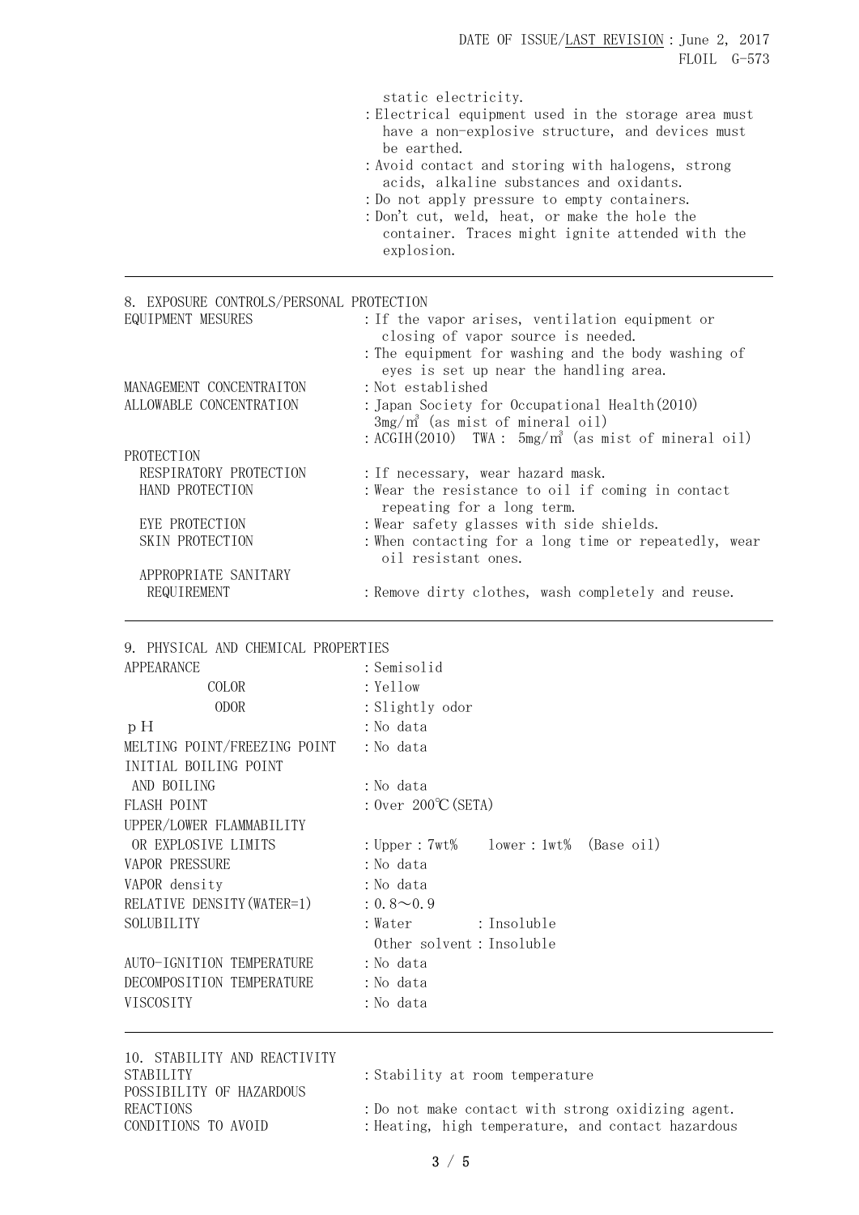static electricity.

: Electrical equipment used in the storage area must have a non-explosive structure, and devices must be earthed.

: Avoid contact and storing with halogens, strong acids, alkaline substances and oxidants.

: Do not apply pressure to empty containers.

: Don't cut, weld, heat, or make the hole the container. Traces might ignite attended with the explosion.

---

## 8. EXPOSURE CONTROLS/PERSONAL PROTECTION

| | |
|---|---|
| EQUIPMENT MESURES | : If the vapor arises, ventilation equipment or closing of vapor source is needed.<br>: The equipment for washing and the body washing of eyes is set up near the handling area. |
| MANAGEMENT CONCENTRAITON | : Not established |
| ALLOWABLE CONCENTRATION | : Japan Society for Occupational Health(2010) 3mg/m³ (as mist of mineral oil)<br>: ACGIH(2010) TWA : 5mg/m³ (as mist of mineral oil) |
| PROTECTION | |
| RESPIRATORY PROTECTION | : If necessary, wear hazard mask. |
| HAND PROTECTION | : Wear the resistance to oil if coming in contact repeating for a long term. |
| EYE PROTECTION | : Wear safety glasses with side shields. |
| SKIN PROTECTION | : When contacting for a long time or repeatedly, wear oil resistant ones. |
| APPROPRIATE SANITARY REQUIREMENT | : Remove dirty clothes, wash completely and reuse. |

---

## 9. PHYSICAL AND CHEMICAL PROPERTIES

| | |
|---|---|
| APPEARANCE | : Semisolid |
| COLOR | : Yellow |
| ODOR | : Slightly odor |
| pH | : No data |
| MELTING POINT/FREEZING POINT | : No data |
| INITIAL BOILING POINT AND BOILING | : No data |
| FLASH POINT | : Over 200℃(SETA) |
| UPPER/LOWER FLAMMABILITY OR EXPLOSIVE LIMITS | : Upper : 7wt% lower : 1wt% (Base oil) |
| VAPOR PRESSURE | : No data |
| VAPOR density | : No data |
| RELATIVE DENSITY(WATER=1) | : 0.8～0.9 |
| SOLUBILITY | : Water : Insoluble<br>Other solvent : Insoluble |
| AUTO-IGNITION TEMPERATURE | : No data |
| DECOMPOSITION TEMPERATURE | : No data |
| VISCOSITY | : No data |

---

## 10. STABILITY AND REACTIVITY

| | |
|---|---|
| STABILITY | : Stability at room temperature |
| POSSIBILITY OF HAZARDOUS REACTIONS | : Do not make contact with strong oxidizing agent. |
| CONDITIONS TO AVOID | : Heating, high temperature, and contact hazardous |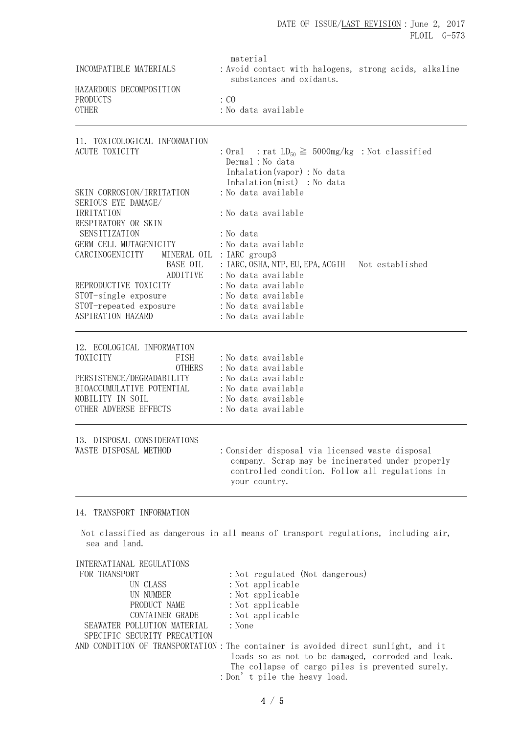material

| | |
|---|---|
| INCOMPATIBLE MATERIALS | : Avoid contact with halogens, strong acids, alkaline substances and oxidants. |
| HAZARDOUS DECOMPOSITION PRODUCTS | : CO |
| OTHER | : No data available |

## 11. TOXICOLOGICAL INFORMATION

| | |
|---|---|
| ACUTE TOXICITY | : Oral : rat $LD_{50} \geqq$ 5000mg/kg : Not classified<br>Dermal : No data<br>Inhalation(vapor) : No data<br>Inhalation(mist) : No data |
| SKIN CORROSION/IRRITATION | : No data available |
| SERIOUS EYE DAMAGE/ IRRITATION | : No data available |
| RESPIRATORY OR SKIN SENSITIZATION | : No data |
| GERM CELL MUTAGENICITY | : No data available |
| CARCINOGENICITY MINERAL OIL | : IARC group3 |
| BASE OIL | : IARC, OSHA, NTP, EU, EPA, ACGIH Not established |
| ADDITIVE | : No data available |
| REPRODUCTIVE TOXICITY | : No data available |
| STOT-single exposure | : No data available |
| STOT-repeated exposure | : No data available |
| ASPIRATION HAZARD | : No data available |

## 12. ECOLOGICAL INFORMATION

| | |
|---|---|
| TOXICITY FISH | : No data available |
| OTHERS | : No data available |
| PERSISTENCE/DEGRADABILITY | : No data available |
| BIOACCUMULATIVE POTENTIAL | : No data available |
| MOBILITY IN SOIL | : No data available |
| OTHER ADVERSE EFFECTS | : No data available |

## 13. DISPOSAL CONSIDERATIONS

| | |
|---|---|
| WASTE DISPOSAL METHOD | : Consider disposal via licensed waste disposal company. Scrap may be incinerated under properly controlled condition. Follow all regulations in your country. |

## 14. TRANSPORT INFORMATION

Not classified as dangerous in all means of transport regulations, including air, sea and land.

| | |
|---|---|
| INTERNATIANAL REGULATIONS FOR TRANSPORT | : Not regulated (Not dangerous) |
| UN CLASS | : Not applicable |
| UN NUMBER | : Not applicable |
| PRODUCT NAME | : Not applicable |
| CONTAINER GRADE | : Not applicable |
| SEAWATER POLLUTION MATERIAL | : None |
| SPECIFIC SECURITY PRECAUTION AND CONDITION OF TRANSPORTATION | : The container is avoided direct sunlight, and it loads so as not to be damaged, corroded and leak. The collapse of cargo piles is prevented surely.<br>: Don't pile the heavy load. |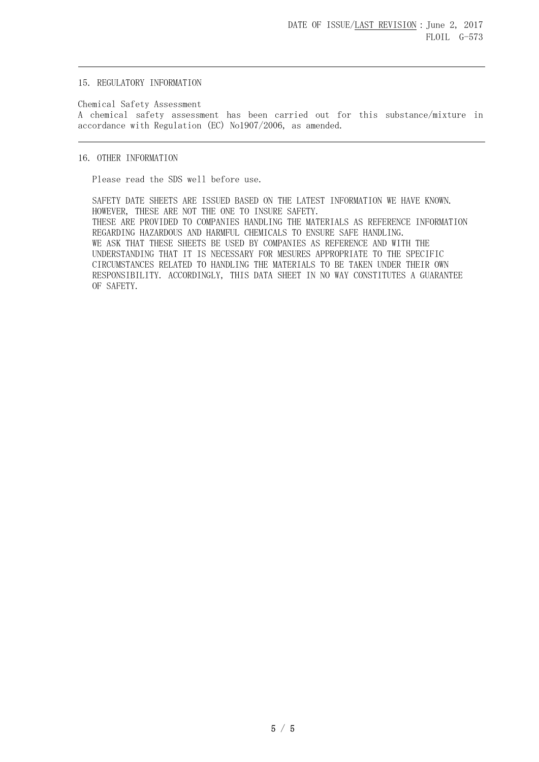## 15. REGULATORY INFORMATION

Chemical Safety Assessment

A chemical safety assessment has been carried out for this substance/mixture in accordance with Regulation (EC) No1907/2006, as amended.

## 16. OTHER INFORMATION

Please read the SDS well before use.

SAFETY DATE SHEETS ARE ISSUED BASED ON THE LATEST INFORMATION WE HAVE KNOWN. HOWEVER, THESE ARE NOT THE ONE TO INSURE SAFETY. THESE ARE PROVIDED TO COMPANIES HANDLING THE MATERIALS AS REFERENCE INFORMATION REGARDING HAZARDOUS AND HARMFUL CHEMICALS TO ENSURE SAFE HANDLING. WE ASK THAT THESE SHEETS BE USED BY COMPANIES AS REFERENCE AND WITH THE UNDERSTANDING THAT IT IS NECESSARY FOR MESURES APPROPRIATE TO THE SPECIFIC CIRCUMSTANCES RELATED TO HANDLING THE MATERIALS TO BE TAKEN UNDER THEIR OWN RESPONSIBILITY. ACCORDINGLY, THIS DATA SHEET IN NO WAY CONSTITUTES A GUARANTEE OF SAFETY.